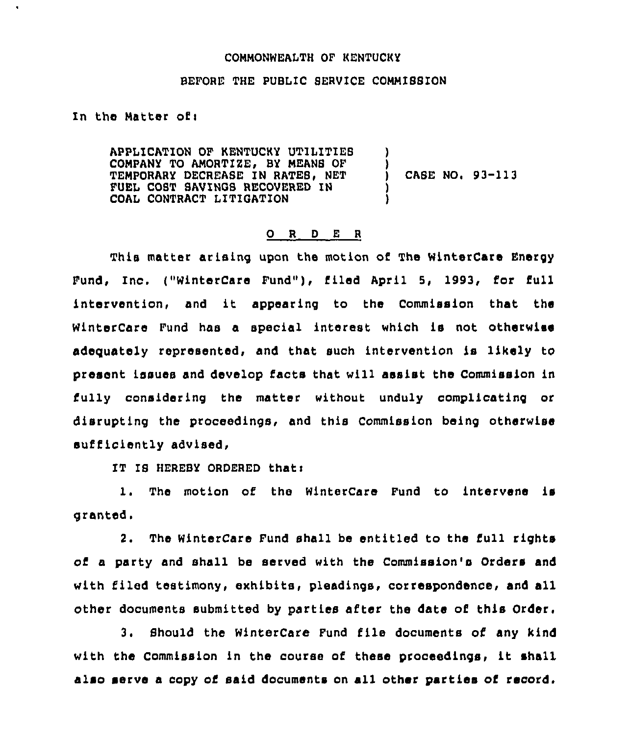COMMONWEALTH OF KENTUCKY

BEFORE THE PUBLIC SERVICE COMMISSION

In the Matter of:

| | | |
|---|---|---|
| APPLICATION OF KENTUCKY UTILITIES COMPANY TO AMORTIZE, BY MEANS OF TEMPORARY DECREASE IN RATES, NET FUEL COST SAVINGS RECOVERED IN COAL CONTRACT LITIGATION | ) | CASE NO. 93-113 |

O R D E R

This matter arising upon the motion of The WinterCare Energy Fund, Inc. ("WinterCare Fund"), filed April 5, 1993, for full intervention, and it appearing to the Commission that the WinterCare Fund has a special interest which is not otherwise adequately represented, and that such intervention is likely to present issues and develop facts that will assist the Commission in fully considering the matter without unduly complicating or disrupting the proceedings, and this Commission being otherwise sufficiently advised,

IT IS HEREBY ORDERED that:

1. The motion of the WinterCare Fund to intervene is granted.

2. The WinterCare Fund shall be entitled to the full rights of a party and shall be served with the Commission's Orders and with filed testimony, exhibits, pleadings, correspondence, and all other documents submitted by parties after the date of this Order.

3. Should the WinterCare Fund file documents of any kind with the Commission in the course of these proceedings, it shall also serve a copy of said documents on all other parties of record.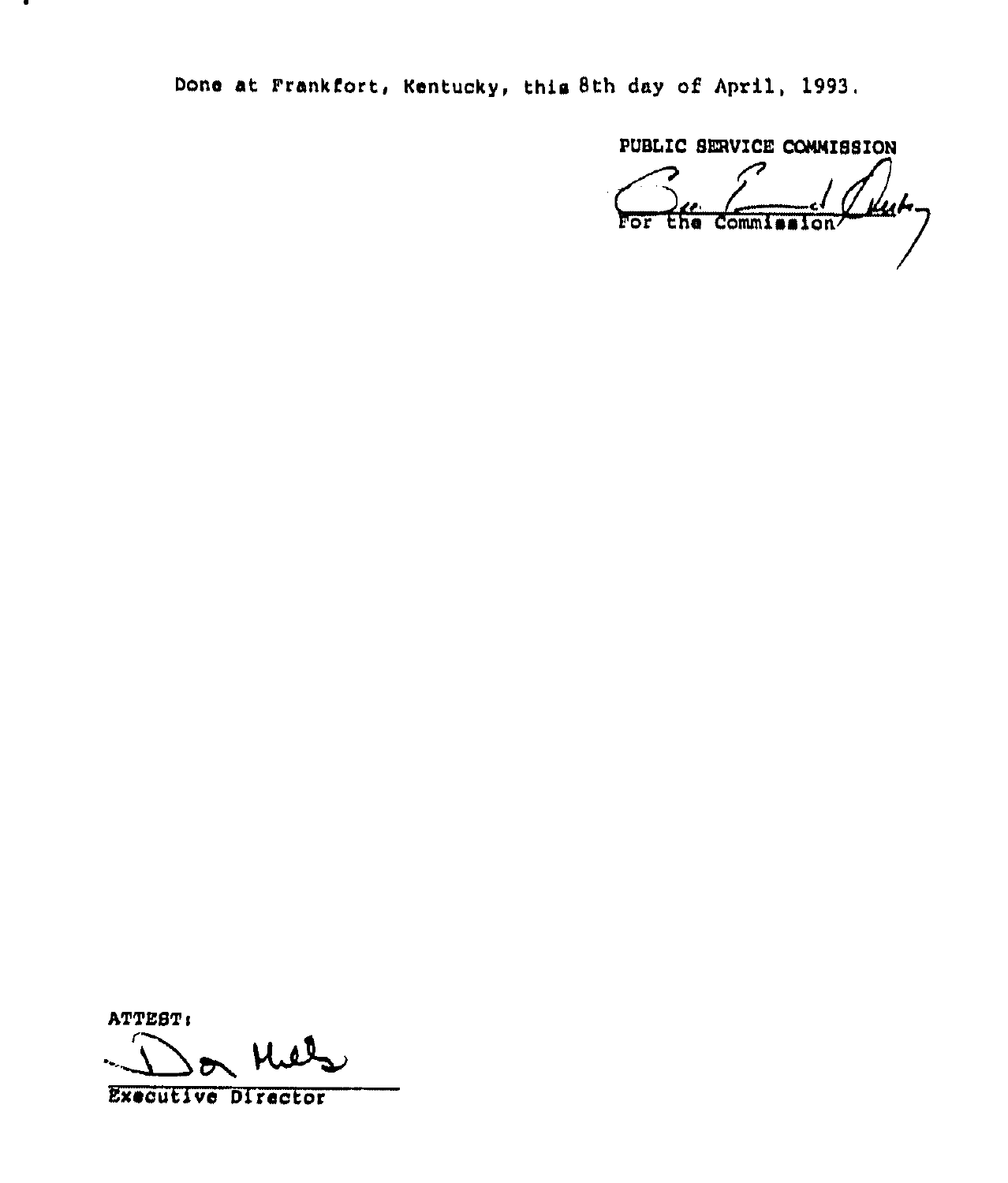Done at Frankfort, Kentucky, this 8th day of April, 1993.

PUBLIC SERVICE COMMISSION

For the Commission

ATTEST:

Executive Director